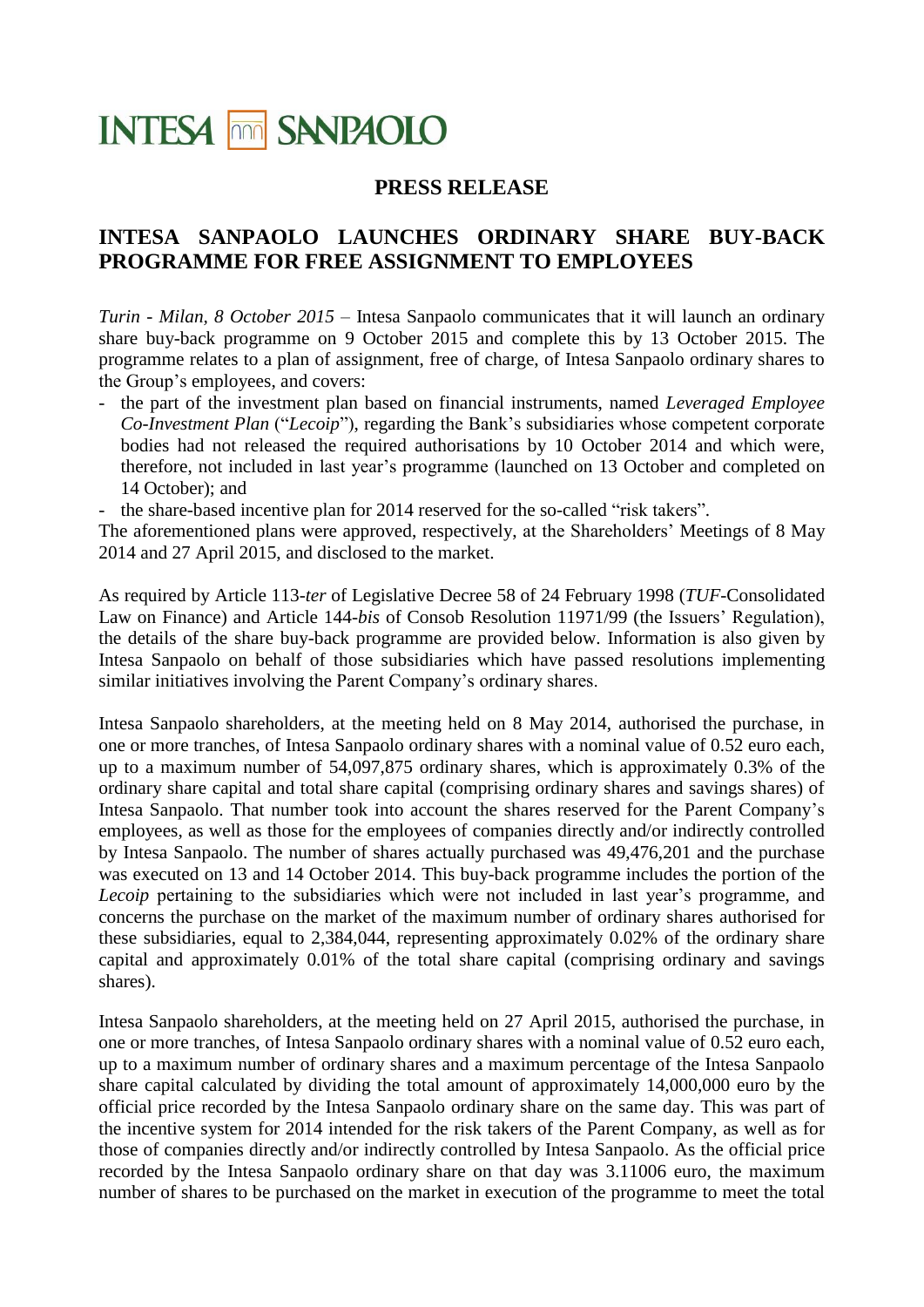# INTESA SANPAOLO

## PRESS RELEASE

## INTESA SANPAOLO LAUNCHES ORDINARY SHARE BUY-BACK PROGRAMME FOR FREE ASSIGNMENT TO EMPLOYEES

*Turin - Milan, 8 October 2015* – Intesa Sanpaolo communicates that it will launch an ordinary share buy-back programme on 9 October 2015 and complete this by 13 October 2015. The programme relates to a plan of assignment, free of charge, of Intesa Sanpaolo ordinary shares to the Group's employees, and covers:

- the part of the investment plan based on financial instruments, named *Leveraged Employee Co-Investment Plan* ("*Lecoip*"), regarding the Bank's subsidiaries whose competent corporate bodies had not released the required authorisations by 10 October 2014 and which were, therefore, not included in last year's programme (launched on 13 October and completed on 14 October); and
- the share-based incentive plan for 2014 reserved for the so-called "risk takers".

The aforementioned plans were approved, respectively, at the Shareholders' Meetings of 8 May 2014 and 27 April 2015, and disclosed to the market.

As required by Article 113-*ter* of Legislative Decree 58 of 24 February 1998 (*TUF*-Consolidated Law on Finance) and Article 144-*bis* of Consob Resolution 11971/99 (the Issuers' Regulation), the details of the share buy-back programme are provided below. Information is also given by Intesa Sanpaolo on behalf of those subsidiaries which have passed resolutions implementing similar initiatives involving the Parent Company's ordinary shares.

Intesa Sanpaolo shareholders, at the meeting held on 8 May 2014, authorised the purchase, in one or more tranches, of Intesa Sanpaolo ordinary shares with a nominal value of 0.52 euro each, up to a maximum number of 54,097,875 ordinary shares, which is approximately 0.3% of the ordinary share capital and total share capital (comprising ordinary shares and savings shares) of Intesa Sanpaolo. That number took into account the shares reserved for the Parent Company's employees, as well as those for the employees of companies directly and/or indirectly controlled by Intesa Sanpaolo. The number of shares actually purchased was 49,476,201 and the purchase was executed on 13 and 14 October 2014. This buy-back programme includes the portion of the *Lecoip* pertaining to the subsidiaries which were not included in last year's programme, and concerns the purchase on the market of the maximum number of ordinary shares authorised for these subsidiaries, equal to 2,384,044, representing approximately 0.02% of the ordinary share capital and approximately 0.01% of the total share capital (comprising ordinary and savings shares).

Intesa Sanpaolo shareholders, at the meeting held on 27 April 2015, authorised the purchase, in one or more tranches, of Intesa Sanpaolo ordinary shares with a nominal value of 0.52 euro each, up to a maximum number of ordinary shares and a maximum percentage of the Intesa Sanpaolo share capital calculated by dividing the total amount of approximately 14,000,000 euro by the official price recorded by the Intesa Sanpaolo ordinary share on the same day. This was part of the incentive system for 2014 intended for the risk takers of the Parent Company, as well as for those of companies directly and/or indirectly controlled by Intesa Sanpaolo. As the official price recorded by the Intesa Sanpaolo ordinary share on that day was 3.11006 euro, the maximum number of shares to be purchased on the market in execution of the programme to meet the total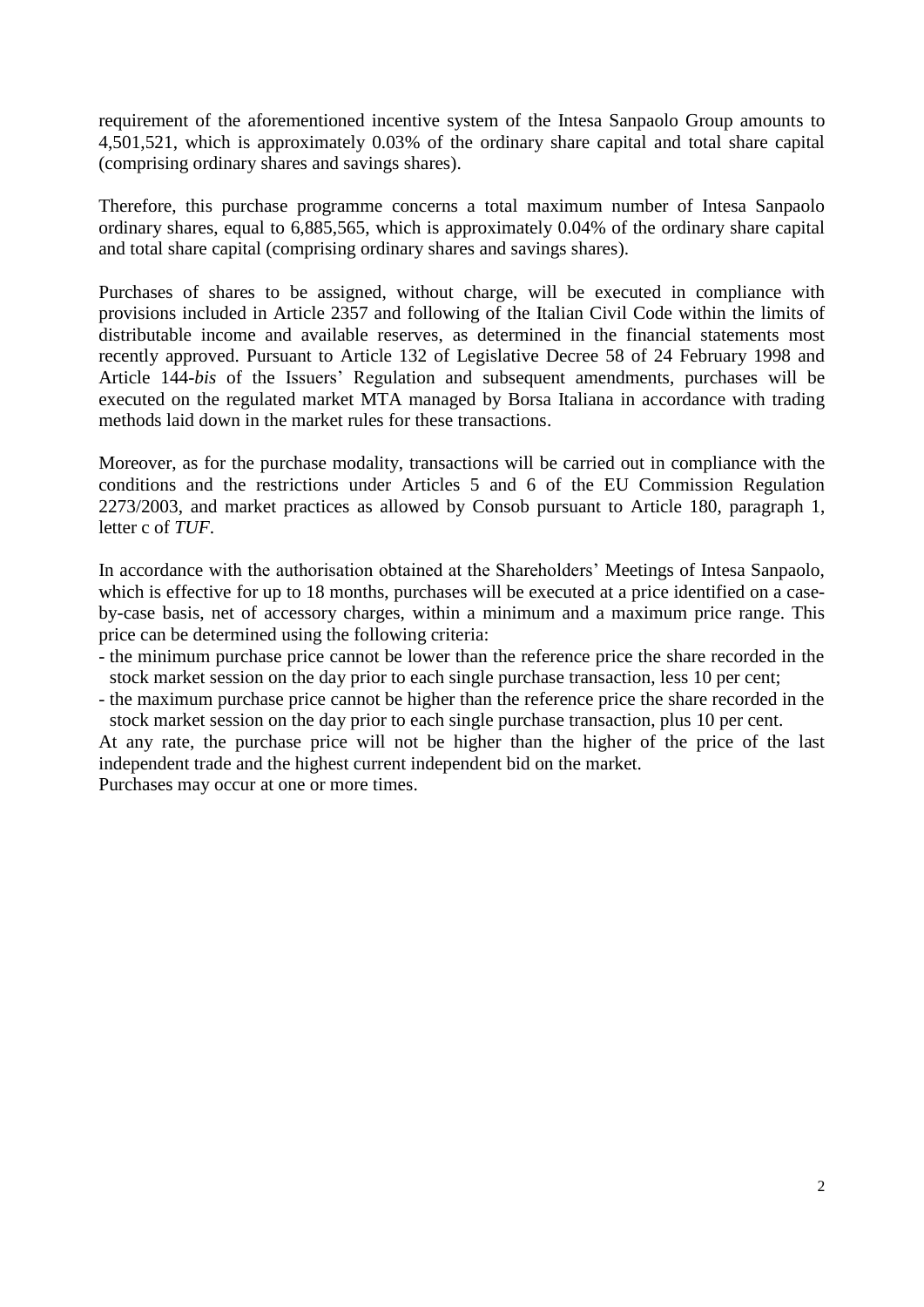requirement of the aforementioned incentive system of the Intesa Sanpaolo Group amounts to 4,501,521, which is approximately 0.03% of the ordinary share capital and total share capital (comprising ordinary shares and savings shares).

Therefore, this purchase programme concerns a total maximum number of Intesa Sanpaolo ordinary shares, equal to 6,885,565, which is approximately 0.04% of the ordinary share capital and total share capital (comprising ordinary shares and savings shares).

Purchases of shares to be assigned, without charge, will be executed in compliance with provisions included in Article 2357 and following of the Italian Civil Code within the limits of distributable income and available reserves, as determined in the financial statements most recently approved. Pursuant to Article 132 of Legislative Decree 58 of 24 February 1998 and Article 144-*bis* of the Issuers' Regulation and subsequent amendments, purchases will be executed on the regulated market MTA managed by Borsa Italiana in accordance with trading methods laid down in the market rules for these transactions.

Moreover, as for the purchase modality, transactions will be carried out in compliance with the conditions and the restrictions under Articles 5 and 6 of the EU Commission Regulation 2273/2003, and market practices as allowed by Consob pursuant to Article 180, paragraph 1, letter c of *TUF*.

In accordance with the authorisation obtained at the Shareholders' Meetings of Intesa Sanpaolo, which is effective for up to 18 months, purchases will be executed at a price identified on a case-by-case basis, net of accessory charges, within a minimum and a maximum price range. This price can be determined using the following criteria:

- the minimum purchase price cannot be lower than the reference price the share recorded in the stock market session on the day prior to each single purchase transaction, less 10 per cent;
- the maximum purchase price cannot be higher than the reference price the share recorded in the stock market session on the day prior to each single purchase transaction, plus 10 per cent.

At any rate, the purchase price will not be higher than the higher of the price of the last independent trade and the highest current independent bid on the market.
Purchases may occur at one or more times.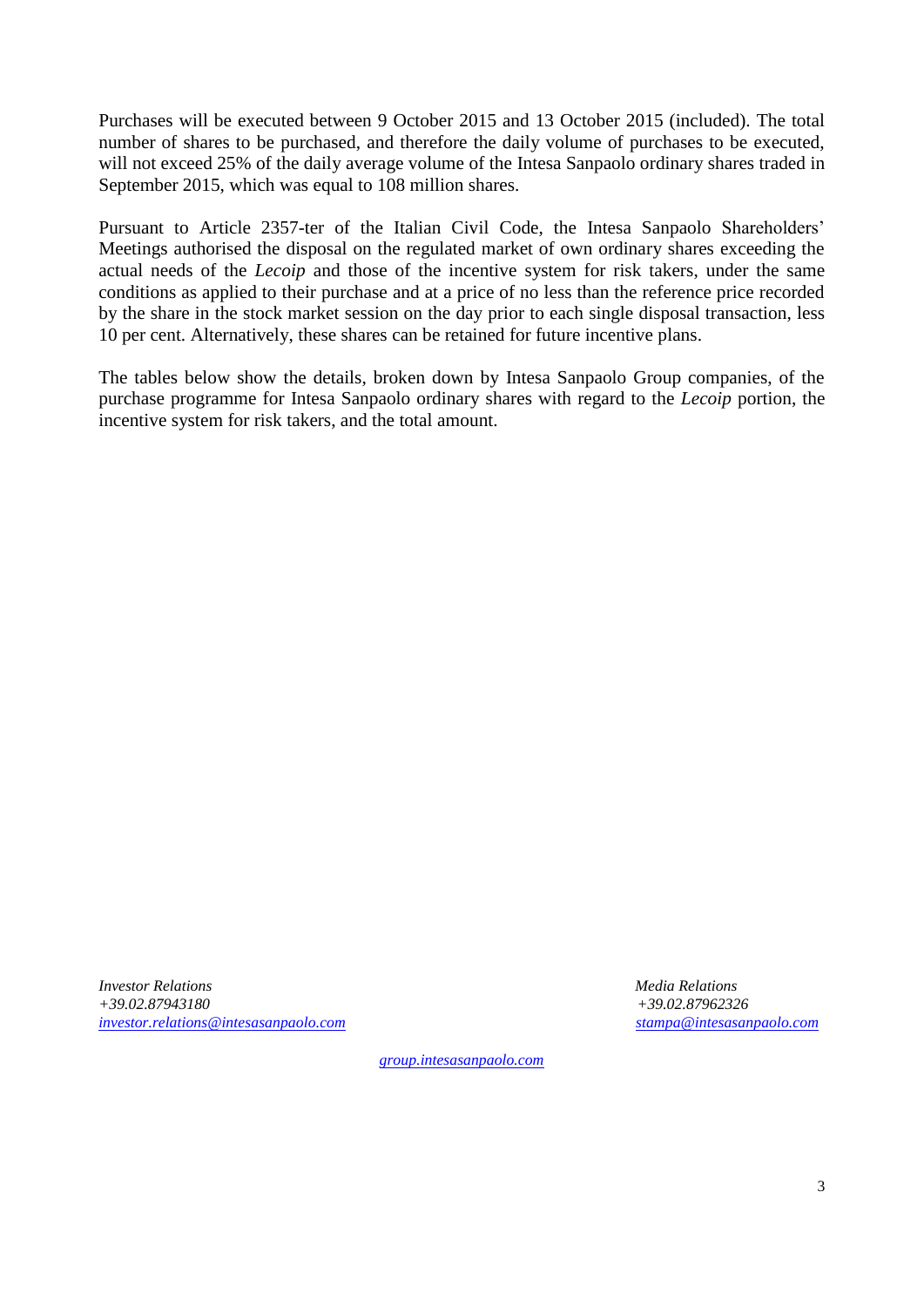Purchases will be executed between 9 October 2015 and 13 October 2015 (included). The total number of shares to be purchased, and therefore the daily volume of purchases to be executed, will not exceed 25% of the daily average volume of the Intesa Sanpaolo ordinary shares traded in September 2015, which was equal to 108 million shares.

Pursuant to Article 2357-ter of the Italian Civil Code, the Intesa Sanpaolo Shareholders' Meetings authorised the disposal on the regulated market of own ordinary shares exceeding the actual needs of the *Lecoip* and those of the incentive system for risk takers, under the same conditions as applied to their purchase and at a price of no less than the reference price recorded by the share in the stock market session on the day prior to each single disposal transaction, less 10 per cent. Alternatively, these shares can be retained for future incentive plans.

The tables below show the details, broken down by Intesa Sanpaolo Group companies, of the purchase programme for Intesa Sanpaolo ordinary shares with regard to the *Lecoip* portion, the incentive system for risk takers, and the total amount.

*Investor Relations*
*+39.02.87943180*
*investor.relations@intesasanpaolo.com*

*Media Relations*
*+39.02.87962326*
*stampa@intesasanpaolo.com*

*group.intesasanpaolo.com*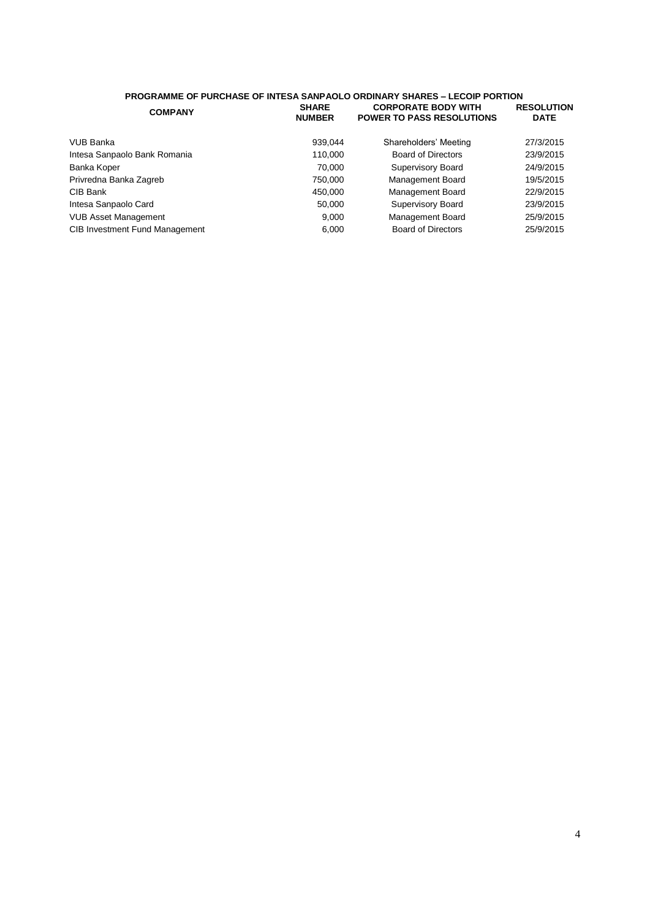**PROGRAMME OF PURCHASE OF INTESA SANPAOLO ORDINARY SHARES – LECOIP PORTION**

| COMPANY | SHARE NUMBER | CORPORATE BODY WITH POWER TO PASS RESOLUTIONS | RESOLUTION DATE |
|---|---|---|---|
| VUB Banka | 939,044 | Shareholders' Meeting | 27/3/2015 |
| Intesa Sanpaolo Bank Romania | 110,000 | Board of Directors | 23/9/2015 |
| Banka Koper | 70,000 | Supervisory Board | 24/9/2015 |
| Privredna Banka Zagreb | 750,000 | Management Board | 19/5/2015 |
| CIB Bank | 450,000 | Management Board | 22/9/2015 |
| Intesa Sanpaolo Card | 50,000 | Supervisory Board | 23/9/2015 |
| VUB Asset Management | 9,000 | Management Board | 25/9/2015 |
| CIB Investment Fund Management | 6,000 | Board of Directors | 25/9/2015 |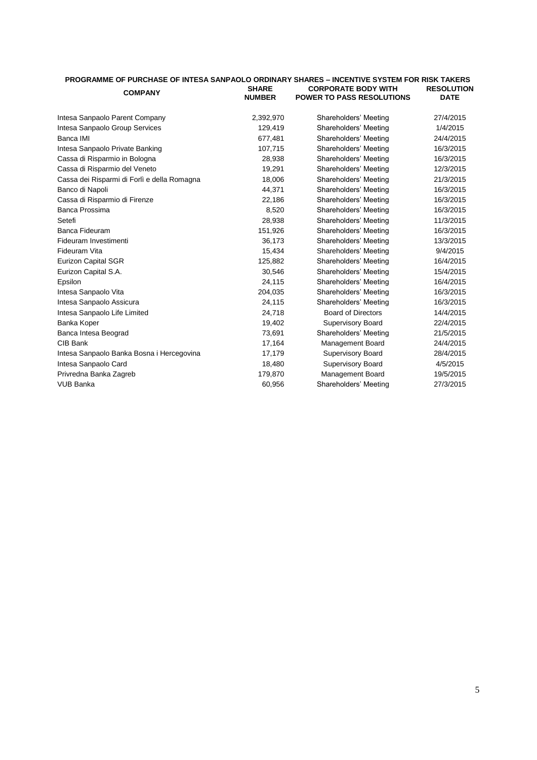**PROGRAMME OF PURCHASE OF INTESA SANPAOLO ORDINARY SHARES – INCENTIVE SYSTEM FOR RISK TAKERS**

| COMPANY | SHARE NUMBER | CORPORATE BODY WITH POWER TO PASS RESOLUTIONS | RESOLUTION DATE |
|---|---|---|---|
| Intesa Sanpaolo Parent Company | 2,392,970 | Shareholders' Meeting | 27/4/2015 |
| Intesa Sanpaolo Group Services | 129,419 | Shareholders' Meeting | 1/4/2015 |
| Banca IMI | 677,481 | Shareholders' Meeting | 24/4/2015 |
| Intesa Sanpaolo Private Banking | 107,715 | Shareholders' Meeting | 16/3/2015 |
| Cassa di Risparmio in Bologna | 28,938 | Shareholders' Meeting | 16/3/2015 |
| Cassa di Risparmio del Veneto | 19,291 | Shareholders' Meeting | 12/3/2015 |
| Cassa dei Risparmi di Forlì e della Romagna | 18,006 | Shareholders' Meeting | 21/3/2015 |
| Banco di Napoli | 44,371 | Shareholders' Meeting | 16/3/2015 |
| Cassa di Risparmio di Firenze | 22,186 | Shareholders' Meeting | 16/3/2015 |
| Banca Prossima | 8,520 | Shareholders' Meeting | 16/3/2015 |
| Setefi | 28,938 | Shareholders' Meeting | 11/3/2015 |
| Banca Fideuram | 151,926 | Shareholders' Meeting | 16/3/2015 |
| Fideuram Investimenti | 36,173 | Shareholders' Meeting | 13/3/2015 |
| Fideuram Vita | 15,434 | Shareholders' Meeting | 9/4/2015 |
| Eurizon Capital SGR | 125,882 | Shareholders' Meeting | 16/4/2015 |
| Eurizon Capital S.A. | 30,546 | Shareholders' Meeting | 15/4/2015 |
| Epsilon | 24,115 | Shareholders' Meeting | 16/4/2015 |
| Intesa Sanpaolo Vita | 204,035 | Shareholders' Meeting | 16/3/2015 |
| Intesa Sanpaolo Assicura | 24,115 | Shareholders' Meeting | 16/3/2015 |
| Intesa Sanpaolo Life Limited | 24,718 | Board of Directors | 14/4/2015 |
| Banka Koper | 19,402 | Supervisory Board | 22/4/2015 |
| Banca Intesa Beograd | 73,691 | Shareholders' Meeting | 21/5/2015 |
| CIB Bank | 17,164 | Management Board | 24/4/2015 |
| Intesa Sanpaolo Banka Bosna i Hercegovina | 17,179 | Supervisory Board | 28/4/2015 |
| Intesa Sanpaolo Card | 18,480 | Supervisory Board | 4/5/2015 |
| Privredna Banka Zagreb | 179,870 | Management Board | 19/5/2015 |
| VUB Banka | 60,956 | Shareholders' Meeting | 27/3/2015 |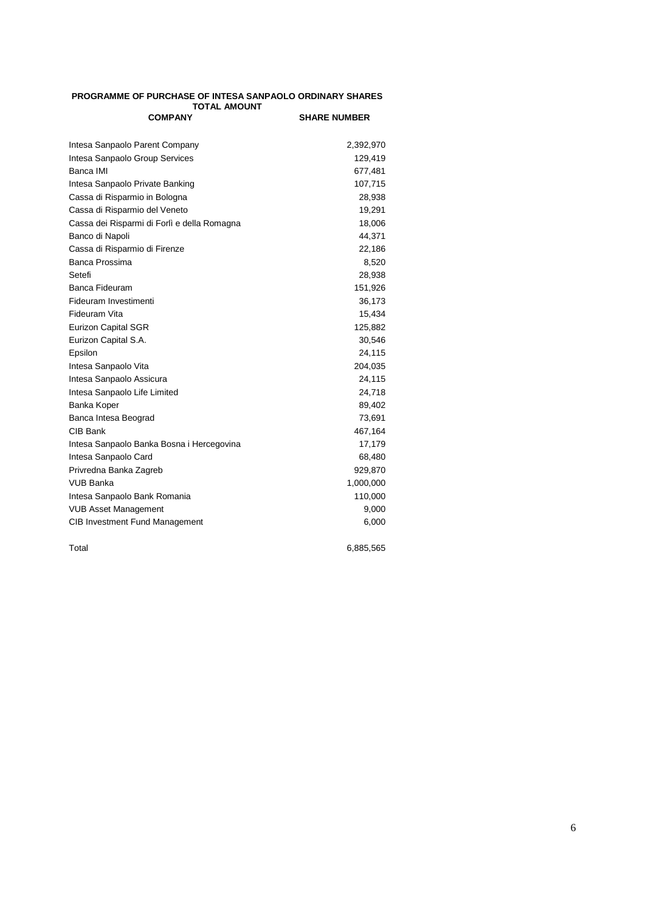**PROGRAMME OF PURCHASE OF INTESA SANPAOLO ORDINARY SHARES**
**TOTAL AMOUNT**

| COMPANY | SHARE NUMBER |
|---|---|
| Intesa Sanpaolo Parent Company | 2,392,970 |
| Intesa Sanpaolo Group Services | 129,419 |
| Banca IMI | 677,481 |
| Intesa Sanpaolo Private Banking | 107,715 |
| Cassa di Risparmio in Bologna | 28,938 |
| Cassa di Risparmio del Veneto | 19,291 |
| Cassa dei Risparmi di Forlì e della Romagna | 18,006 |
| Banco di Napoli | 44,371 |
| Cassa di Risparmio di Firenze | 22,186 |
| Banca Prossima | 8,520 |
| Setefi | 28,938 |
| Banca Fideuram | 151,926 |
| Fideuram Investimenti | 36,173 |
| Fideuram Vita | 15,434 |
| Eurizon Capital SGR | 125,882 |
| Eurizon Capital S.A. | 30,546 |
| Epsilon | 24,115 |
| Intesa Sanpaolo Vita | 204,035 |
| Intesa Sanpaolo Assicura | 24,115 |
| Intesa Sanpaolo Life Limited | 24,718 |
| Banka Koper | 89,402 |
| Banca Intesa Beograd | 73,691 |
| CIB Bank | 467,164 |
| Intesa Sanpaolo Banka Bosna i Hercegovina | 17,179 |
| Intesa Sanpaolo Card | 68,480 |
| Privredna Banka Zagreb | 929,870 |
| VUB Banka | 1,000,000 |
| Intesa Sanpaolo Bank Romania | 110,000 |
| VUB Asset Management | 9,000 |
| CIB Investment Fund Management | 6,000 |
| Total | 6,885,565 |